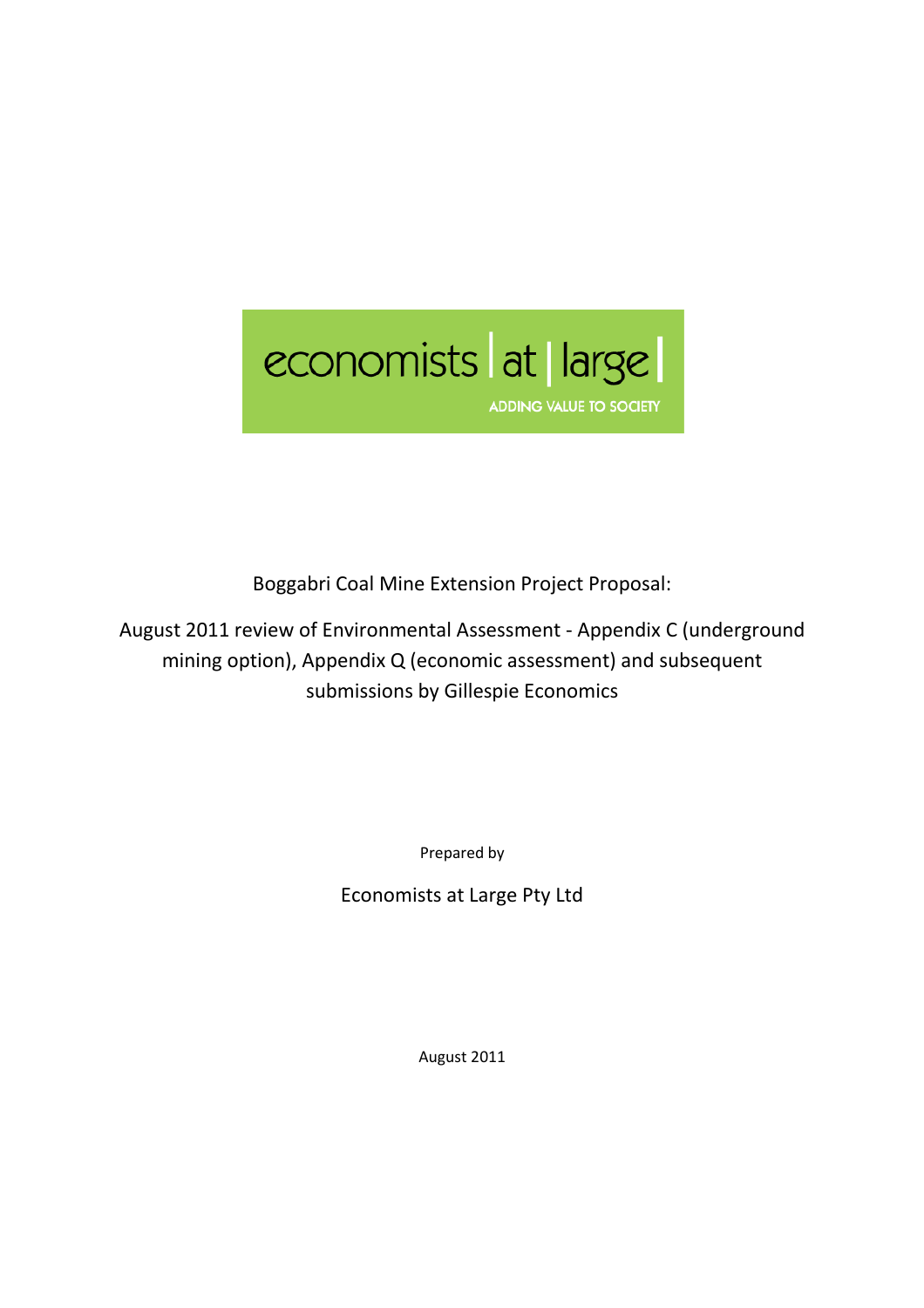economists | at | large |

ADDING VALUE TO SOCIETY

Boggabri Coal Mine Extension Project Proposal:

August 2011 review of Environmental Assessment - Appendix C (underground mining option), Appendix Q (economic assessment) and subsequent submissions by Gillespie Economics

Prepared by

Economists at Large Pty Ltd

August 2011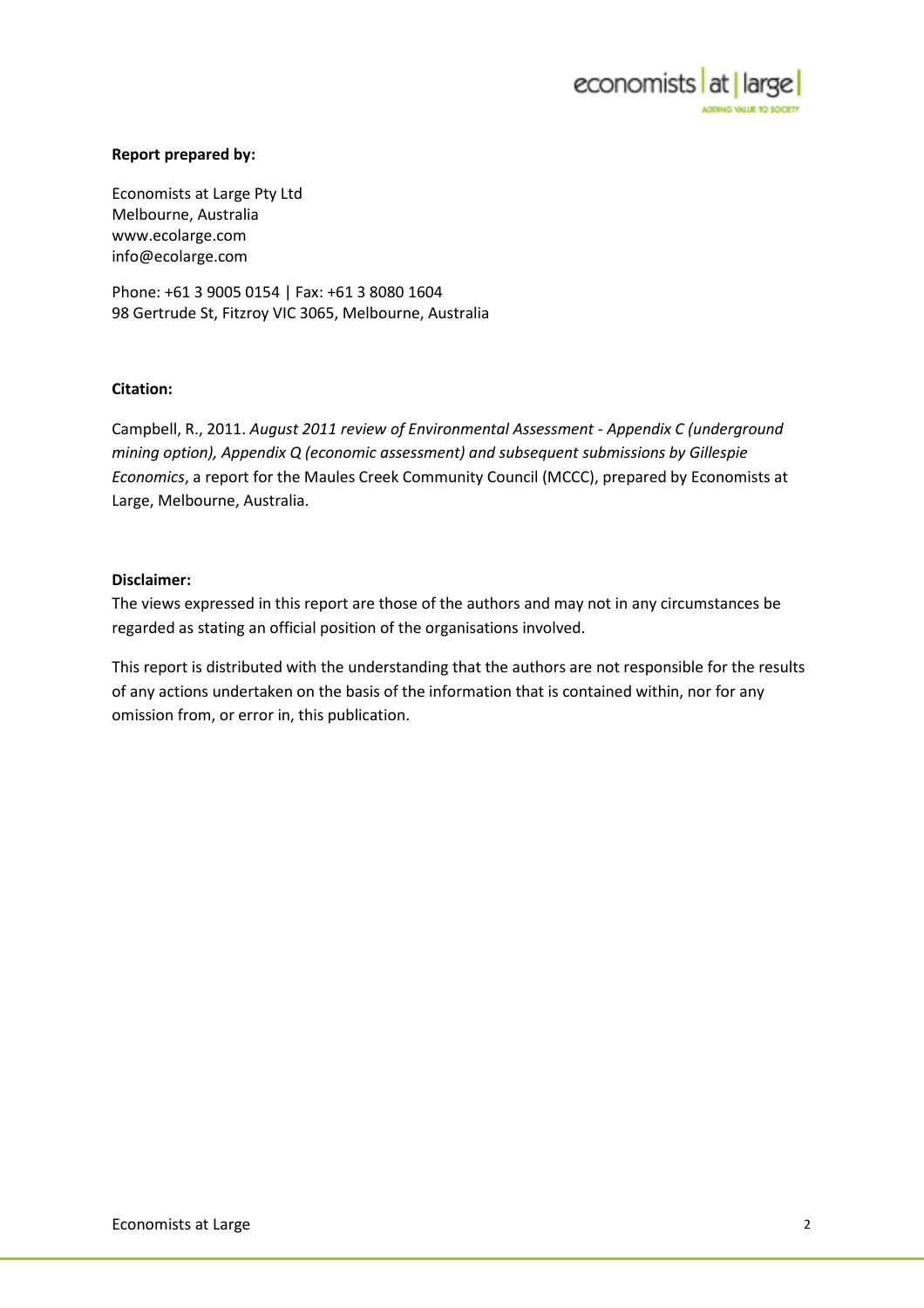**Report prepared by:**

Economists at Large Pty Ltd
Melbourne, Australia
www.ecolarge.com
info@ecolarge.com

Phone: +61 3 9005 0154 | Fax: +61 3 8080 1604
98 Gertrude St, Fitzroy VIC 3065, Melbourne, Australia

**Citation:**

Campbell, R., 2011. *August 2011 review of Environmental Assessment - Appendix C (underground mining option), Appendix Q (economic assessment) and subsequent submissions by Gillespie Economics*, a report for the Maules Creek Community Council (MCCC), prepared by Economists at Large, Melbourne, Australia.

**Disclaimer:**

The views expressed in this report are those of the authors and may not in any circumstances be regarded as stating an official position of the organisations involved.

This report is distributed with the understanding that the authors are not responsible for the results of any actions undertaken on the basis of the information that is contained within, nor for any omission from, or error in, this publication.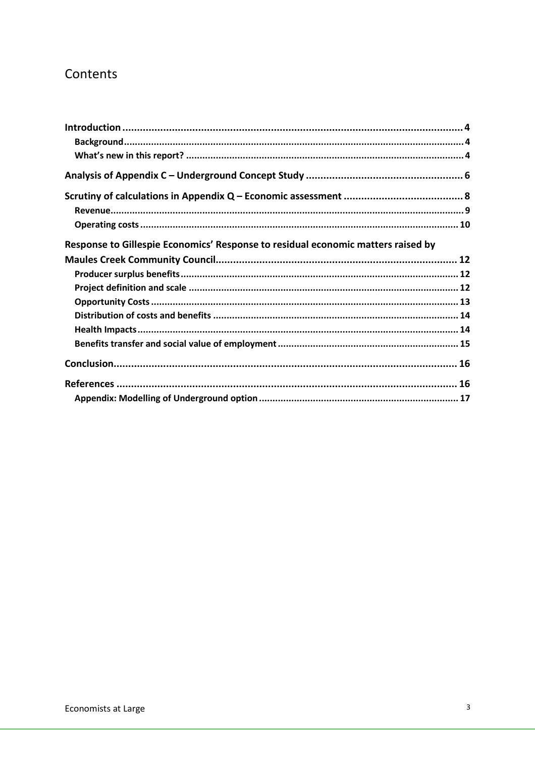# Contents

Introduction .......... 4
- Background .......... 4
- What's new in this report? .......... 4

Analysis of Appendix C – Underground Concept Study .......... 6

Scrutiny of calculations in Appendix Q – Economic assessment .......... 8
- Revenue .......... 9
- Operating costs .......... 10

Response to Gillespie Economics' Response to residual economic matters raised by Maules Creek Community Council .......... 12
- Producer surplus benefits .......... 12
- Project definition and scale .......... 12
- Opportunity Costs .......... 13
- Distribution of costs and benefits .......... 14
- Health Impacts .......... 14
- Benefits transfer and social value of employment .......... 15

Conclusion .......... 16

References .......... 16
- Appendix: Modelling of Underground option .......... 17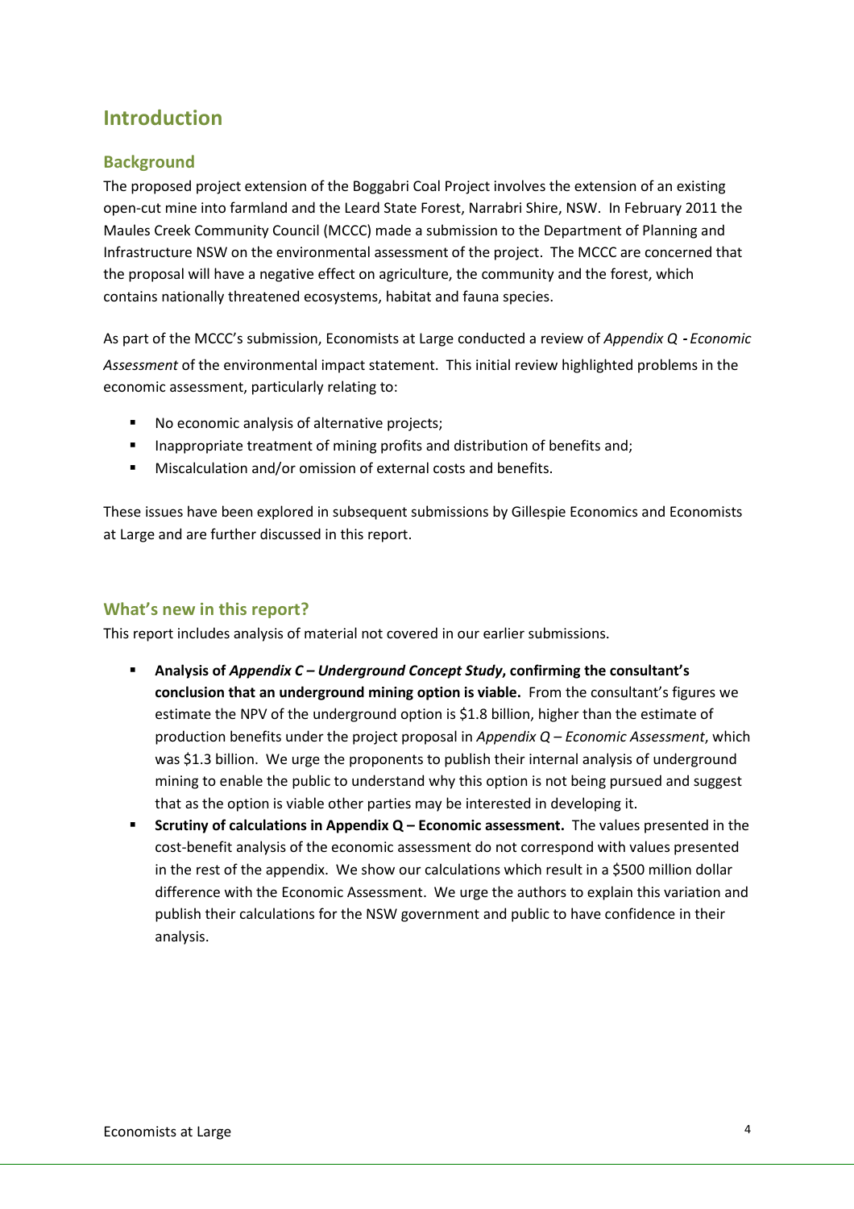# Introduction

## Background

The proposed project extension of the Boggabri Coal Project involves the extension of an existing open-cut mine into farmland and the Leard State Forest, Narrabri Shire, NSW. In February 2011 the Maules Creek Community Council (MCCC) made a submission to the Department of Planning and Infrastructure NSW on the environmental assessment of the project. The MCCC are concerned that the proposal will have a negative effect on agriculture, the community and the forest, which contains nationally threatened ecosystems, habitat and fauna species.

As part of the MCCC's submission, Economists at Large conducted a review of *Appendix Q - Economic Assessment* of the environmental impact statement. This initial review highlighted problems in the economic assessment, particularly relating to:

- No economic analysis of alternative projects;
- Inappropriate treatment of mining profits and distribution of benefits and;
- Miscalculation and/or omission of external costs and benefits.

These issues have been explored in subsequent submissions by Gillespie Economics and Economists at Large and are further discussed in this report.

## What's new in this report?

This report includes analysis of material not covered in our earlier submissions.

- **Analysis of *Appendix C – Underground Concept Study*, confirming the consultant's conclusion that an underground mining option is viable.** From the consultant's figures we estimate the NPV of the underground option is $1.8 billion, higher than the estimate of production benefits under the project proposal in *Appendix Q – Economic Assessment*, which was $1.3 billion. We urge the proponents to publish their internal analysis of underground mining to enable the public to understand why this option is not being pursued and suggest that as the option is viable other parties may be interested in developing it.
- **Scrutiny of calculations in Appendix Q – Economic assessment.** The values presented in the cost-benefit analysis of the economic assessment do not correspond with values presented in the rest of the appendix. We show our calculations which result in a $500 million dollar difference with the Economic Assessment. We urge the authors to explain this variation and publish their calculations for the NSW government and public to have confidence in their analysis.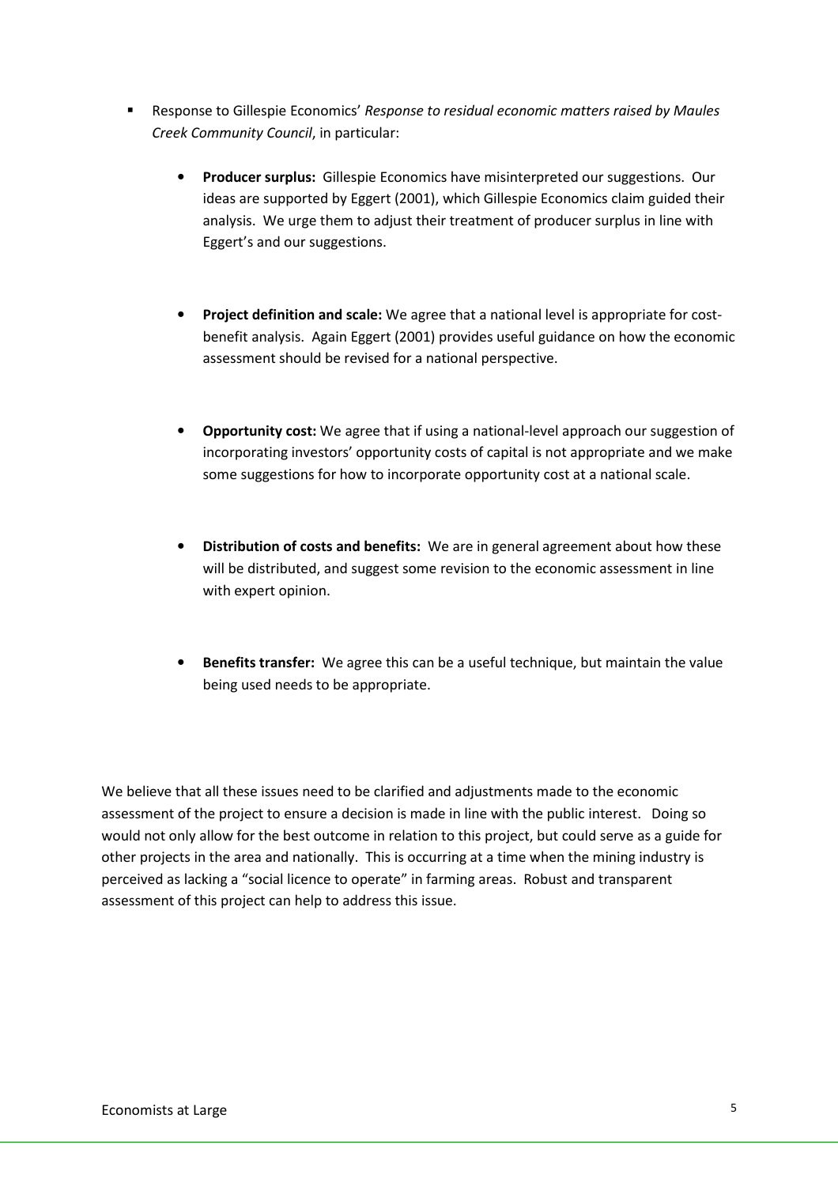- Response to Gillespie Economics' *Response to residual economic matters raised by Maules Creek Community Council*, in particular:

  - **Producer surplus:** Gillespie Economics have misinterpreted our suggestions. Our ideas are supported by Eggert (2001), which Gillespie Economics claim guided their analysis. We urge them to adjust their treatment of producer surplus in line with Eggert's and our suggestions.

  - **Project definition and scale:** We agree that a national level is appropriate for cost-benefit analysis. Again Eggert (2001) provides useful guidance on how the economic assessment should be revised for a national perspective.

  - **Opportunity cost:** We agree that if using a national-level approach our suggestion of incorporating investors' opportunity costs of capital is not appropriate and we make some suggestions for how to incorporate opportunity cost at a national scale.

  - **Distribution of costs and benefits:** We are in general agreement about how these will be distributed, and suggest some revision to the economic assessment in line with expert opinion.

  - **Benefits transfer:** We agree this can be a useful technique, but maintain the value being used needs to be appropriate.

We believe that all these issues need to be clarified and adjustments made to the economic assessment of the project to ensure a decision is made in line with the public interest. Doing so would not only allow for the best outcome in relation to this project, but could serve as a guide for other projects in the area and nationally. This is occurring at a time when the mining industry is perceived as lacking a "social licence to operate" in farming areas. Robust and transparent assessment of this project can help to address this issue.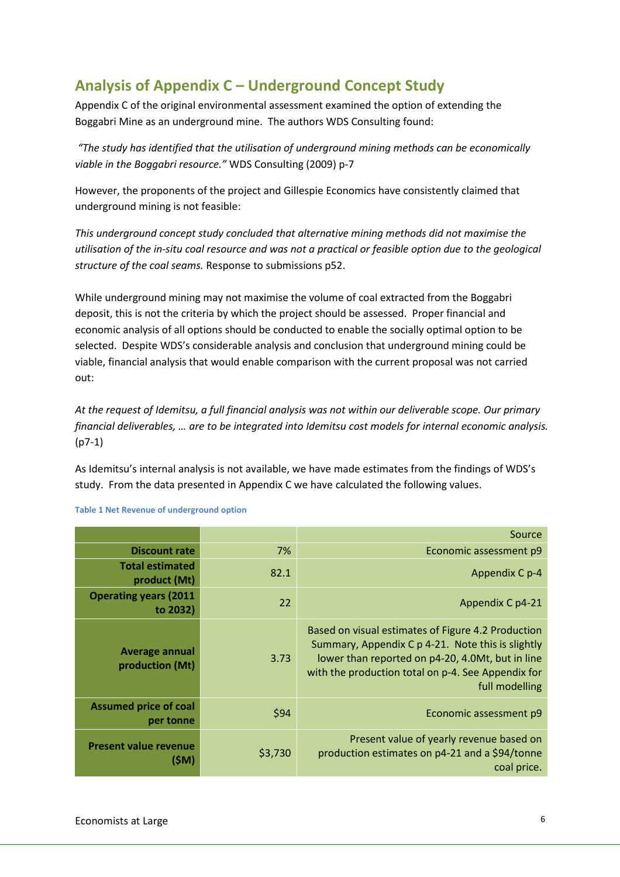## Analysis of Appendix C – Underground Concept Study

Appendix C of the original environmental assessment examined the option of extending the Boggabri Mine as an underground mine. The authors WDS Consulting found:

*"The study has identified that the utilisation of underground mining methods can be economically viable in the Boggabri resource."* WDS Consulting (2009) p-7

However, the proponents of the project and Gillespie Economics have consistently claimed that underground mining is not feasible:

*This underground concept study concluded that alternative mining methods did not maximise the utilisation of the in-situ coal resource and was not a practical or feasible option due to the geological structure of the coal seams.* Response to submissions p52.

While underground mining may not maximise the volume of coal extracted from the Boggabri deposit, this is not the criteria by which the project should be assessed. Proper financial and economic analysis of all options should be conducted to enable the socially optimal option to be selected. Despite WDS's considerable analysis and conclusion that underground mining could be viable, financial analysis that would enable comparison with the current proposal was not carried out:

*At the request of Idemitsu, a full financial analysis was not within our deliverable scope. Our primary financial deliverables, … are to be integrated into Idemitsu cost models for internal economic analysis.* (p7-1)

As Idemitsu's internal analysis is not available, we have made estimates from the findings of WDS's study. From the data presented in Appendix C we have calculated the following values.

**Table 1 Net Revenue of underground option**

| | | Source |
|---|---|---|
| **Discount rate** | 7% | Economic assessment p9 |
| **Total estimated product (Mt)** | 82.1 | Appendix C p-4 |
| **Operating years (2011 to 2032)** | 22 | Appendix C p4-21 |
| **Average annual production (Mt)** | 3.73 | Based on visual estimates of Figure 4.2 Production Summary, Appendix C p 4-21. Note this is slightly lower than reported on p4-20, 4.0Mt, but in line with the production total on p-4. See Appendix for full modelling |
| **Assumed price of coal per tonne** | $94 | Economic assessment p9 |
| **Present value revenue ($M)** | $3,730 | Present value of yearly revenue based on production estimates on p4-21 and a $94/tonne coal price. |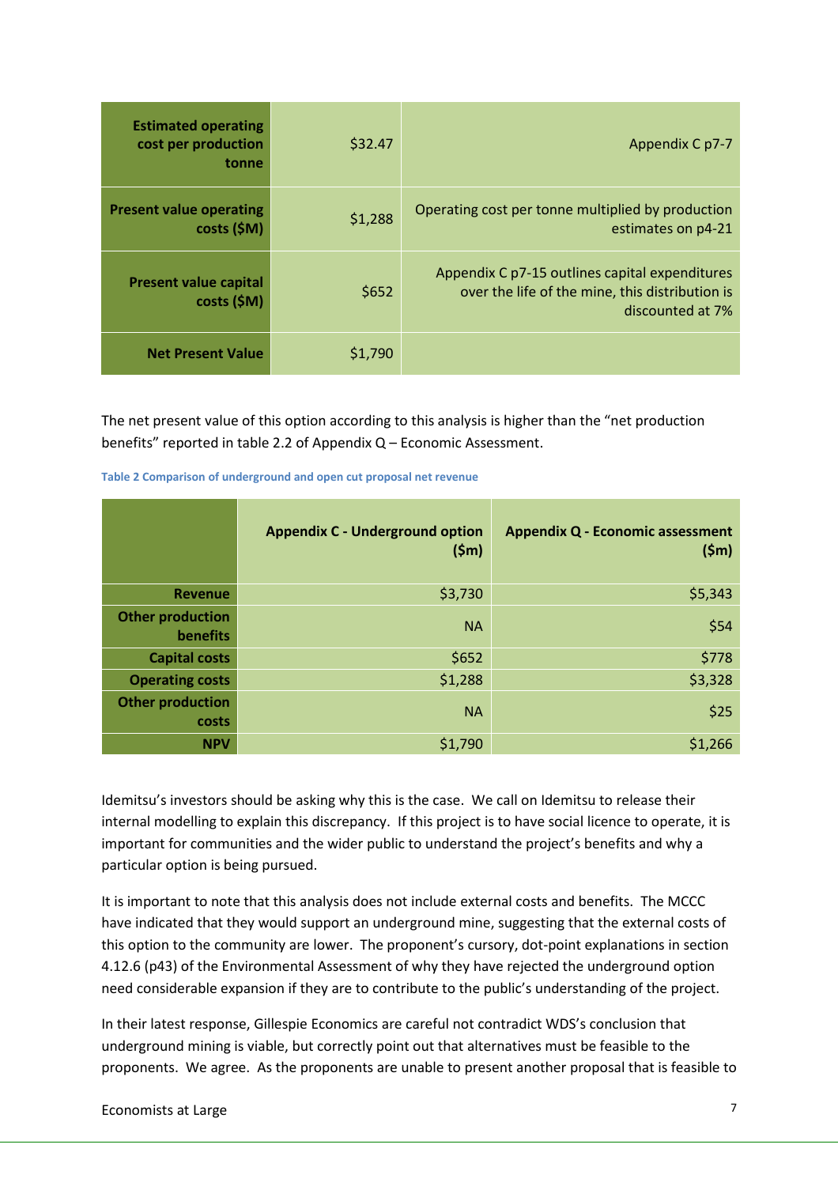| | | |
|---|---|---|
| **Estimated operating cost per production tonne** | $32.47 | Appendix C p7-7 |
| **Present value operating costs ($M)** | $1,288 | Operating cost per tonne multiplied by production estimates on p4-21 |
| **Present value capital costs ($M)** | $652 | Appendix C p7-15 outlines capital expenditures over the life of the mine, this distribution is discounted at 7% |
| **Net Present Value** | $1,790 | |

The net present value of this option according to this analysis is higher than the "net production benefits" reported in table 2.2 of Appendix Q – Economic Assessment.

**Table 2 Comparison of underground and open cut proposal net revenue**

| | Appendix C - Underground option ($m) | Appendix Q - Economic assessment ($m) |
|---|---|---|
| **Revenue** | $3,730 | $5,343 |
| **Other production benefits** | NA | $54 |
| **Capital costs** | $652 | $778 |
| **Operating costs** | $1,288 | $3,328 |
| **Other production costs** | NA | $25 |
| **NPV** | $1,790 | $1,266 |

Idemitsu's investors should be asking why this is the case. We call on Idemitsu to release their internal modelling to explain this discrepancy. If this project is to have social licence to operate, it is important for communities and the wider public to understand the project's benefits and why a particular option is being pursued.

It is important to note that this analysis does not include external costs and benefits. The MCCC have indicated that they would support an underground mine, suggesting that the external costs of this option to the community are lower. The proponent's cursory, dot-point explanations in section 4.12.6 (p43) of the Environmental Assessment of why they have rejected the underground option need considerable expansion if they are to contribute to the public's understanding of the project.

In their latest response, Gillespie Economics are careful not contradict WDS's conclusion that underground mining is viable, but correctly point out that alternatives must be feasible to the proponents. We agree. As the proponents are unable to present another proposal that is feasible to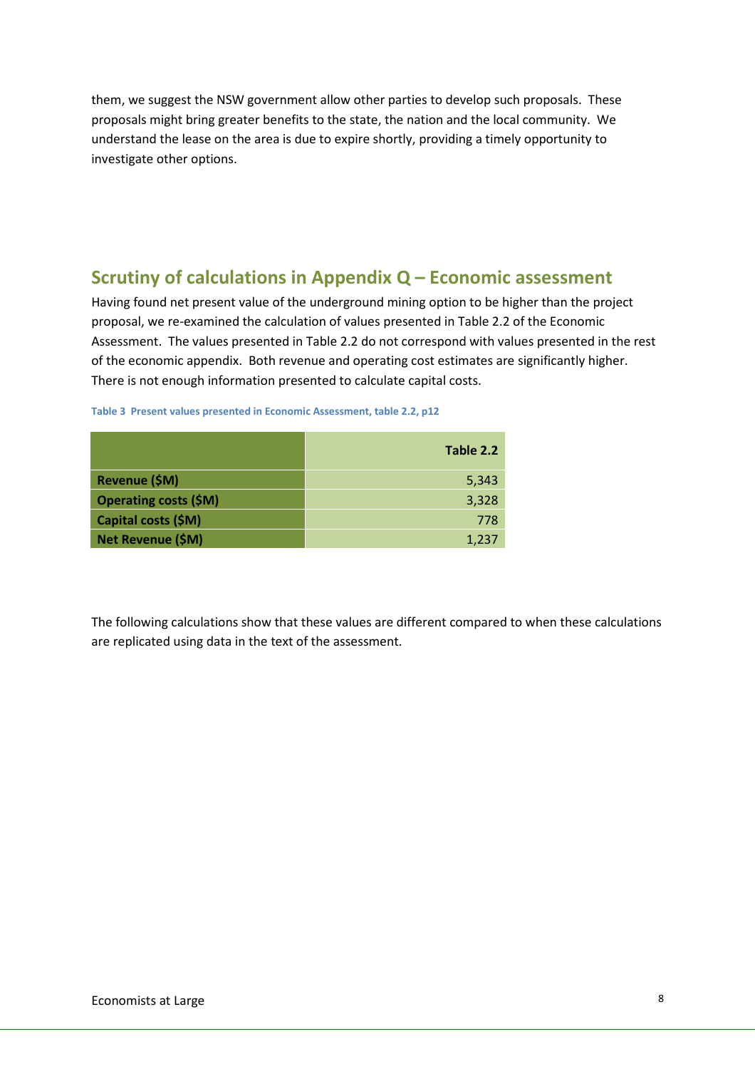them, we suggest the NSW government allow other parties to develop such proposals. These proposals might bring greater benefits to the state, the nation and the local community. We understand the lease on the area is due to expire shortly, providing a timely opportunity to investigate other options.

## Scrutiny of calculations in Appendix Q – Economic assessment

Having found net present value of the underground mining option to be higher than the project proposal, we re-examined the calculation of values presented in Table 2.2 of the Economic Assessment. The values presented in Table 2.2 do not correspond with values presented in the rest of the economic appendix. Both revenue and operating cost estimates are significantly higher. There is not enough information presented to calculate capital costs.

**Table 3 Present values presented in Economic Assessment, table 2.2, p12**

| | Table 2.2 |
|---|---|
| **Revenue ($M)** | 5,343 |
| **Operating costs ($M)** | 3,328 |
| **Capital costs ($M)** | 778 |
| **Net Revenue ($M)** | 1,237 |

The following calculations show that these values are different compared to when these calculations are replicated using data in the text of the assessment.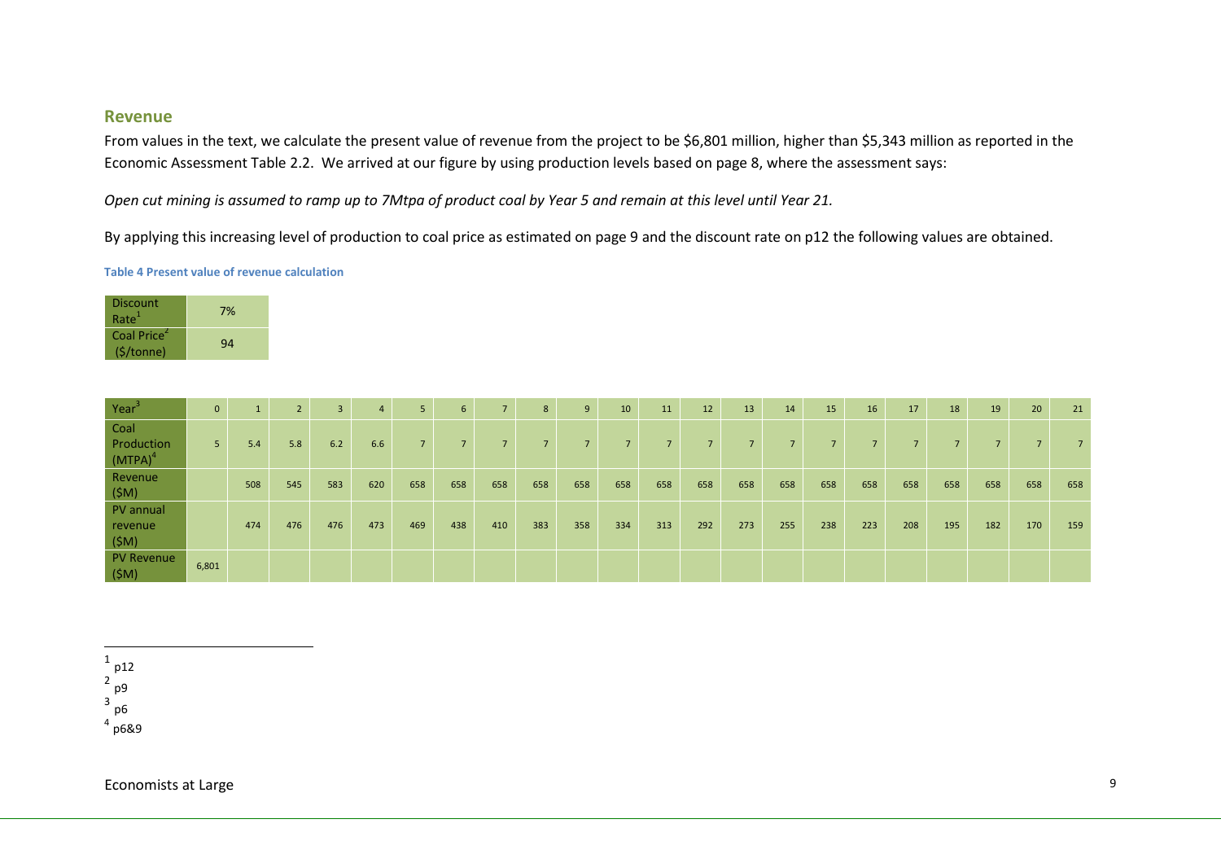## Revenue

From values in the text, we calculate the present value of revenue from the project to be $6,801 million, higher than $5,343 million as reported in the Economic Assessment Table 2.2. We arrived at our figure by using production levels based on page 8, where the assessment says:

*Open cut mining is assumed to ramp up to 7Mtpa of product coal by Year 5 and remain at this level until Year 21.*

By applying this increasing level of production to coal price as estimated on page 9 and the discount rate on p12 the following values are obtained.

**Table 4 Present value of revenue calculation**

| | |
|---|---|
| Discount Rate[1] | 7% |
| Coal Price[2] ($/tonne) | 94 |

| Year[3] | 0 | 1 | 2 | 3 | 4 | 5 | 6 | 7 | 8 | 9 | 10 | 11 | 12 | 13 | 14 | 15 | 16 | 17 | 18 | 19 | 20 | 21 |
|---|---|---|---|---|---|---|---|---|---|---|---|---|---|---|---|---|---|---|---|---|---|---|
| Coal Production (MTPA)[4] | 5 | 5.4 | 5.8 | 6.2 | 6.6 | 7 | 7 | 7 | 7 | 7 | 7 | 7 | 7 | 7 | 7 | 7 | 7 | 7 | 7 | 7 | 7 | 7 |
| Revenue ($M) | | 508 | 545 | 583 | 620 | 658 | 658 | 658 | 658 | 658 | 658 | 658 | 658 | 658 | 658 | 658 | 658 | 658 | 658 | 658 | 658 | 658 |
| PV annual revenue ($M) | | 474 | 476 | 476 | 473 | 469 | 438 | 410 | 383 | 358 | 334 | 313 | 292 | 273 | 255 | 238 | 223 | 208 | 195 | 182 | 170 | 159 |
| PV Revenue ($M) | 6,801 | | | | | | | | | | | | | | | | | | | | | |

[1] p12
[2] p9
[3] p6
[4] p6&9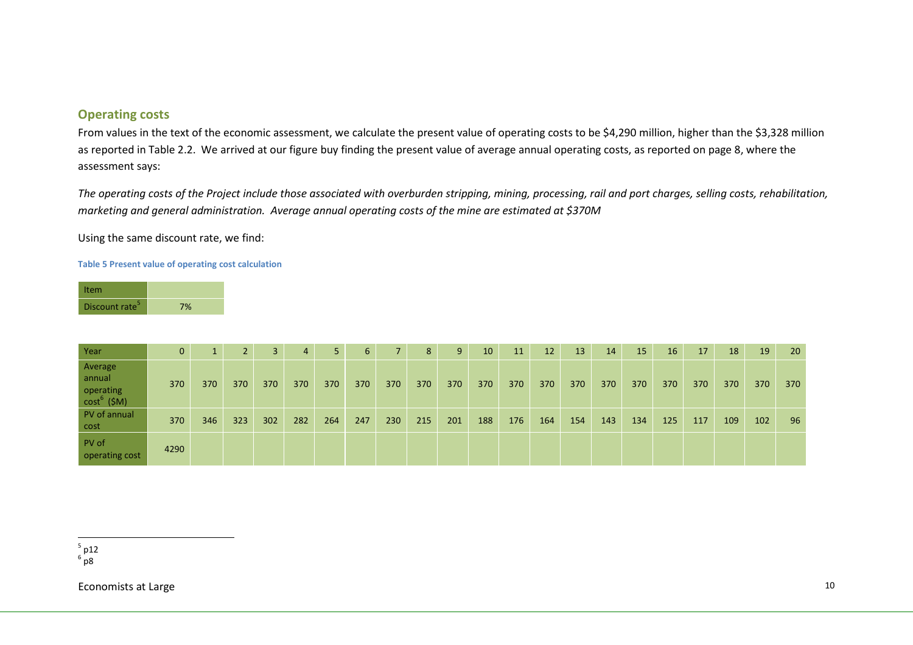## Operating costs

From values in the text of the economic assessment, we calculate the present value of operating costs to be $4,290 million, higher than the $3,328 million as reported in Table 2.2. We arrived at our figure buy finding the present value of average annual operating costs, as reported on page 8, where the assessment says:

*The operating costs of the Project include those associated with overburden stripping, mining, processing, rail and port charges, selling costs, rehabilitation, marketing and general administration. Average annual operating costs of the mine are estimated at $370M*

Using the same discount rate, we find:

**Table 5 Present value of operating cost calculation**

| Item | |
|---|---|
| Discount rate[5] | 7% |

| Year | 0 | 1 | 2 | 3 | 4 | 5 | 6 | 7 | 8 | 9 | 10 | 11 | 12 | 13 | 14 | 15 | 16 | 17 | 18 | 19 | 20 |
|---|---|---|---|---|---|---|---|---|---|---|---|---|---|---|---|---|---|---|---|---|---|
| Average annual operating cost[6] ($M) | 370 | 370 | 370 | 370 | 370 | 370 | 370 | 370 | 370 | 370 | 370 | 370 | 370 | 370 | 370 | 370 | 370 | 370 | 370 | 370 | 370 |
| PV of annual cost | 370 | 346 | 323 | 302 | 282 | 264 | 247 | 230 | 215 | 201 | 188 | 176 | 164 | 154 | 143 | 134 | 125 | 117 | 109 | 102 | 96 |
| PV of operating cost | 4290 | | | | | | | | | | | | | | | | | | | | |

[5] p12
[6] p8

Economists at Large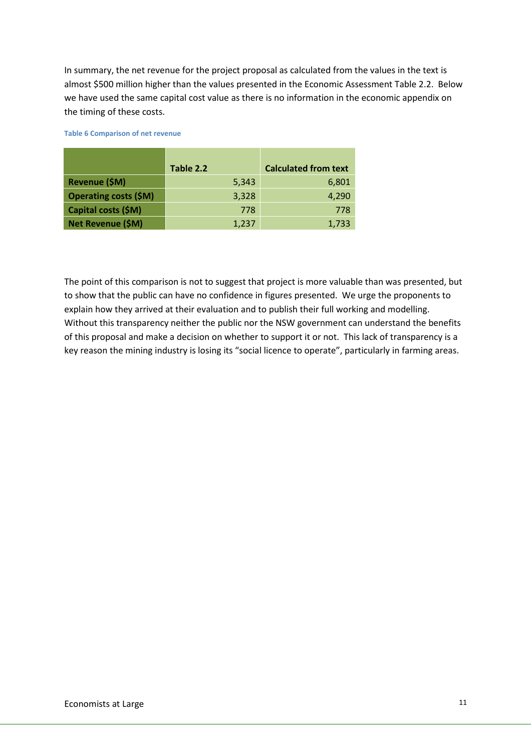In summary, the net revenue for the project proposal as calculated from the values in the text is almost $500 million higher than the values presented in the Economic Assessment Table 2.2. Below we have used the same capital cost value as there is no information in the economic appendix on the timing of these costs.

**Table 6 Comparison of net revenue**

| | Table 2.2 | Calculated from text |
|---|---|---|
| **Revenue ($M)** | 5,343 | 6,801 |
| **Operating costs ($M)** | 3,328 | 4,290 |
| **Capital costs ($M)** | 778 | 778 |
| **Net Revenue ($M)** | 1,237 | 1,733 |

The point of this comparison is not to suggest that project is more valuable than was presented, but to show that the public can have no confidence in figures presented. We urge the proponents to explain how they arrived at their evaluation and to publish their full working and modelling. Without this transparency neither the public nor the NSW government can understand the benefits of this proposal and make a decision on whether to support it or not. This lack of transparency is a key reason the mining industry is losing its "social licence to operate", particularly in farming areas.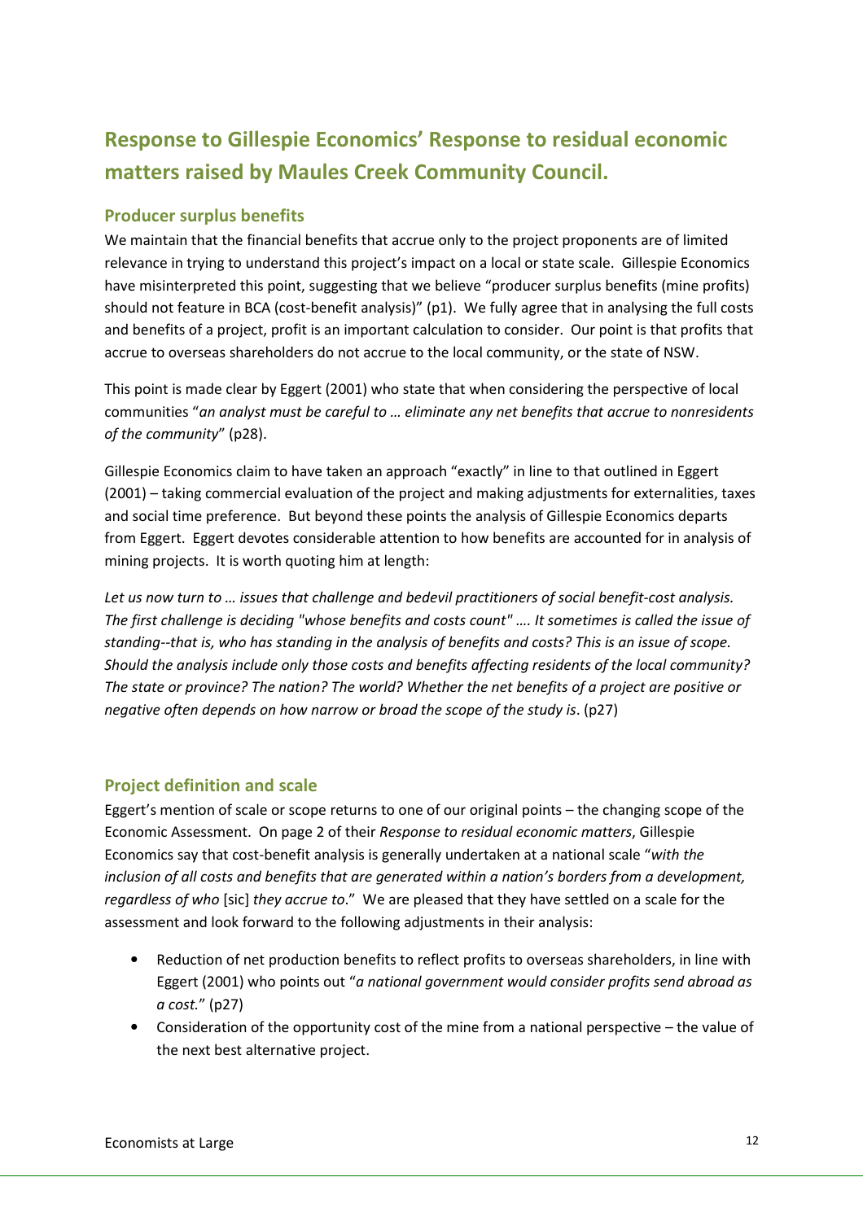# Response to Gillespie Economics' Response to residual economic matters raised by Maules Creek Community Council.

## Producer surplus benefits

We maintain that the financial benefits that accrue only to the project proponents are of limited relevance in trying to understand this project's impact on a local or state scale. Gillespie Economics have misinterpreted this point, suggesting that we believe "producer surplus benefits (mine profits) should not feature in BCA (cost-benefit analysis)" (p1). We fully agree that in analysing the full costs and benefits of a project, profit is an important calculation to consider. Our point is that profits that accrue to overseas shareholders do not accrue to the local community, or the state of NSW.

This point is made clear by Eggert (2001) who state that when considering the perspective of local communities "*an analyst must be careful to … eliminate any net benefits that accrue to nonresidents of the community*" (p28).

Gillespie Economics claim to have taken an approach "exactly" in line to that outlined in Eggert (2001) – taking commercial evaluation of the project and making adjustments for externalities, taxes and social time preference. But beyond these points the analysis of Gillespie Economics departs from Eggert. Eggert devotes considerable attention to how benefits are accounted for in analysis of mining projects. It is worth quoting him at length:

*Let us now turn to … issues that challenge and bedevil practitioners of social benefit-cost analysis. The first challenge is deciding "whose benefits and costs count" …. It sometimes is called the issue of standing--that is, who has standing in the analysis of benefits and costs? This is an issue of scope. Should the analysis include only those costs and benefits affecting residents of the local community? The state or province? The nation? The world? Whether the net benefits of a project are positive or negative often depends on how narrow or broad the scope of the study is*. (p27)

## Project definition and scale

Eggert's mention of scale or scope returns to one of our original points – the changing scope of the Economic Assessment. On page 2 of their *Response to residual economic matters*, Gillespie Economics say that cost-benefit analysis is generally undertaken at a national scale "*with the inclusion of all costs and benefits that are generated within a nation's borders from a development, regardless of who* [sic] *they accrue to*." We are pleased that they have settled on a scale for the assessment and look forward to the following adjustments in their analysis:

- Reduction of net production benefits to reflect profits to overseas shareholders, in line with Eggert (2001) who points out "*a national government would consider profits send abroad as a cost.*" (p27)
- Consideration of the opportunity cost of the mine from a national perspective – the value of the next best alternative project.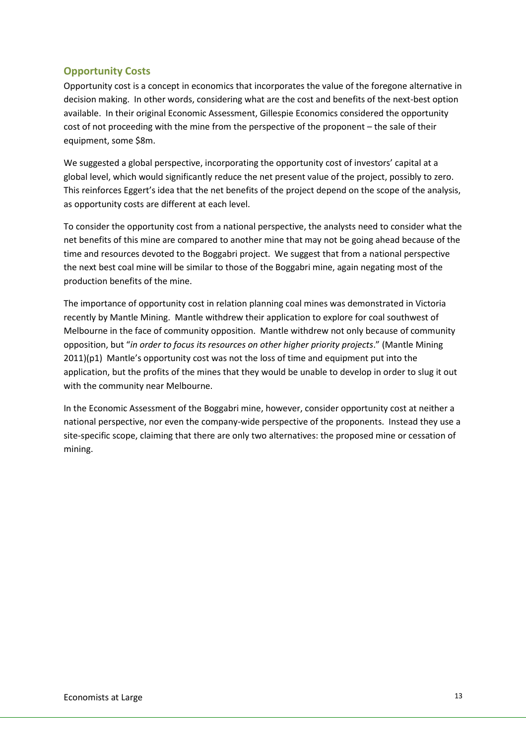## Opportunity Costs

Opportunity cost is a concept in economics that incorporates the value of the foregone alternative in decision making. In other words, considering what are the cost and benefits of the next-best option available. In their original Economic Assessment, Gillespie Economics considered the opportunity cost of not proceeding with the mine from the perspective of the proponent – the sale of their equipment, some $8m.

We suggested a global perspective, incorporating the opportunity cost of investors' capital at a global level, which would significantly reduce the net present value of the project, possibly to zero. This reinforces Eggert's idea that the net benefits of the project depend on the scope of the analysis, as opportunity costs are different at each level.

To consider the opportunity cost from a national perspective, the analysts need to consider what the net benefits of this mine are compared to another mine that may not be going ahead because of the time and resources devoted to the Boggabri project. We suggest that from a national perspective the next best coal mine will be similar to those of the Boggabri mine, again negating most of the production benefits of the mine.

The importance of opportunity cost in relation planning coal mines was demonstrated in Victoria recently by Mantle Mining. Mantle withdrew their application to explore for coal southwest of Melbourne in the face of community opposition. Mantle withdrew not only because of community opposition, but "*in order to focus its resources on other higher priority projects*." (Mantle Mining 2011)(p1) Mantle's opportunity cost was not the loss of time and equipment put into the application, but the profits of the mines that they would be unable to develop in order to slug it out with the community near Melbourne.

In the Economic Assessment of the Boggabri mine, however, consider opportunity cost at neither a national perspective, nor even the company-wide perspective of the proponents. Instead they use a site-specific scope, claiming that there are only two alternatives: the proposed mine or cessation of mining.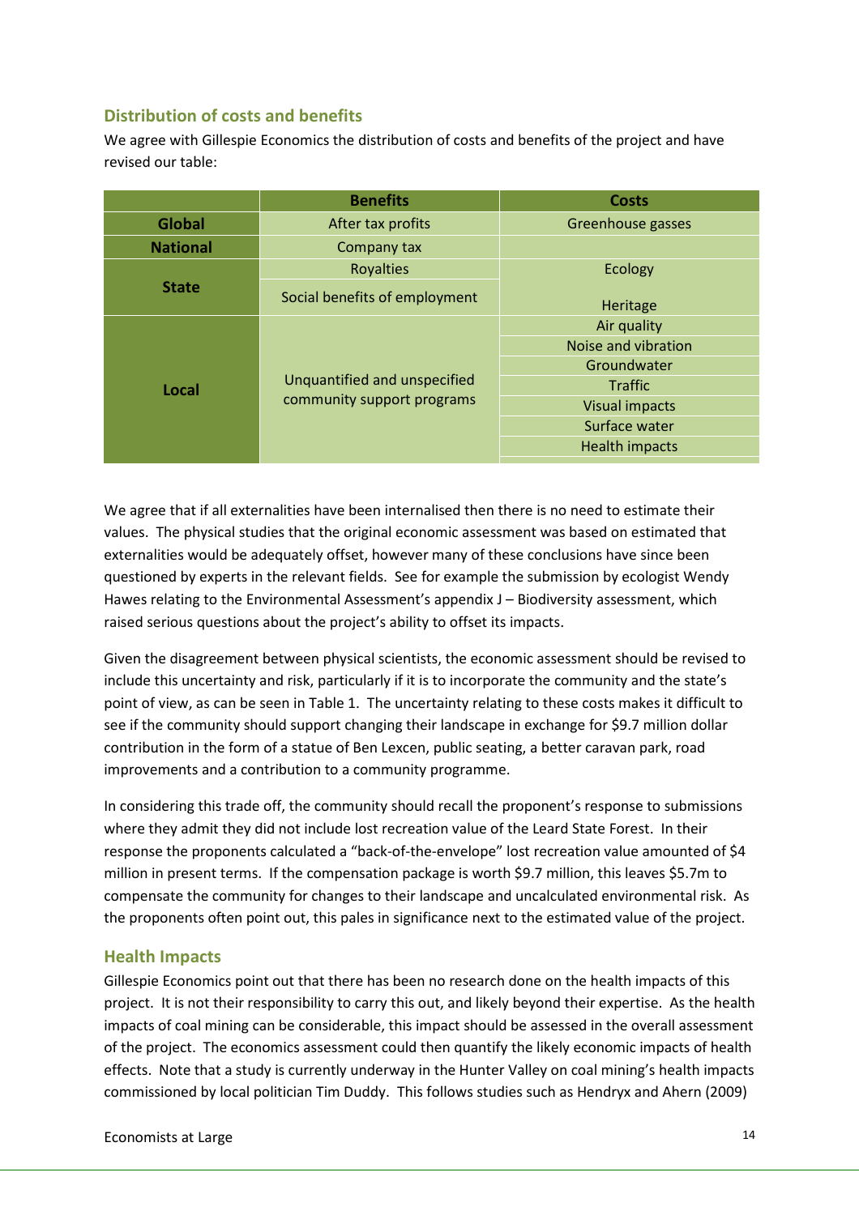## Distribution of costs and benefits

We agree with Gillespie Economics the distribution of costs and benefits of the project and have revised our table:

| | Benefits | Costs |
|---|---|---|
| **Global** | After tax profits | Greenhouse gasses |
| **National** | Company tax | |
| **State** | Royalties | Ecology |
| | Social benefits of employment | Heritage |
| **Local** | Unquantified and unspecified community support programs | Air quality |
| | | Noise and vibration |
| | | Groundwater |
| | | Traffic |
| | | Visual impacts |
| | | Surface water |
| | | Health impacts |

We agree that if all externalities have been internalised then there is no need to estimate their values. The physical studies that the original economic assessment was based on estimated that externalities would be adequately offset, however many of these conclusions have since been questioned by experts in the relevant fields. See for example the submission by ecologist Wendy Hawes relating to the Environmental Assessment's appendix J – Biodiversity assessment, which raised serious questions about the project's ability to offset its impacts.

Given the disagreement between physical scientists, the economic assessment should be revised to include this uncertainty and risk, particularly if it is to incorporate the community and the state's point of view, as can be seen in Table 1. The uncertainty relating to these costs makes it difficult to see if the community should support changing their landscape in exchange for $9.7 million dollar contribution in the form of a statue of Ben Lexcen, public seating, a better caravan park, road improvements and a contribution to a community programme.

In considering this trade off, the community should recall the proponent's response to submissions where they admit they did not include lost recreation value of the Leard State Forest. In their response the proponents calculated a "back-of-the-envelope" lost recreation value amounted of $4 million in present terms. If the compensation package is worth $9.7 million, this leaves $5.7m to compensate the community for changes to their landscape and uncalculated environmental risk. As the proponents often point out, this pales in significance next to the estimated value of the project.

## Health Impacts

Gillespie Economics point out that there has been no research done on the health impacts of this project. It is not their responsibility to carry this out, and likely beyond their expertise. As the health impacts of coal mining can be considerable, this impact should be assessed in the overall assessment of the project. The economics assessment could then quantify the likely economic impacts of health effects. Note that a study is currently underway in the Hunter Valley on coal mining's health impacts commissioned by local politician Tim Duddy. This follows studies such as Hendryx and Ahern (2009)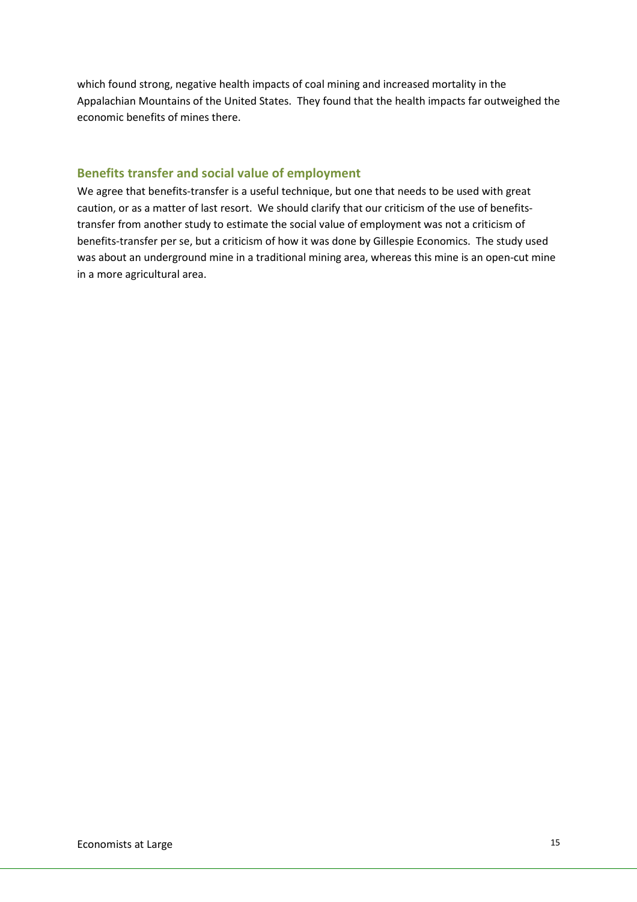which found strong, negative health impacts of coal mining and increased mortality in the Appalachian Mountains of the United States. They found that the health impacts far outweighed the economic benefits of mines there.

## Benefits transfer and social value of employment

We agree that benefits-transfer is a useful technique, but one that needs to be used with great caution, or as a matter of last resort. We should clarify that our criticism of the use of benefits-transfer from another study to estimate the social value of employment was not a criticism of benefits-transfer per se, but a criticism of how it was done by Gillespie Economics. The study used was about an underground mine in a traditional mining area, whereas this mine is an open-cut mine in a more agricultural area.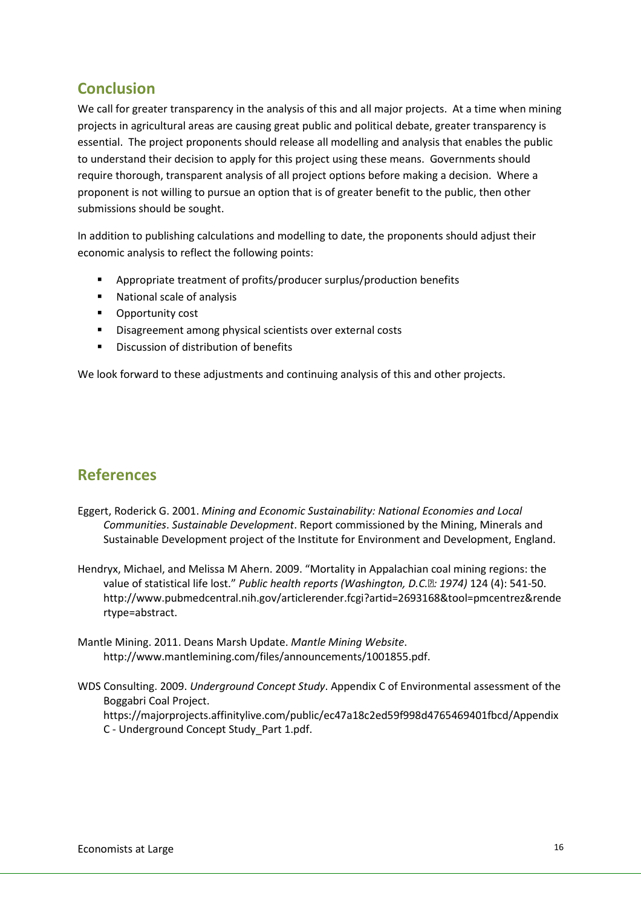## Conclusion

We call for greater transparency in the analysis of this and all major projects. At a time when mining projects in agricultural areas are causing great public and political debate, greater transparency is essential. The project proponents should release all modelling and analysis that enables the public to understand their decision to apply for this project using these means. Governments should require thorough, transparent analysis of all project options before making a decision. Where a proponent is not willing to pursue an option that is of greater benefit to the public, then other submissions should be sought.

In addition to publishing calculations and modelling to date, the proponents should adjust their economic analysis to reflect the following points:

- Appropriate treatment of profits/producer surplus/production benefits
- National scale of analysis
- Opportunity cost
- Disagreement among physical scientists over external costs
- Discussion of distribution of benefits

We look forward to these adjustments and continuing analysis of this and other projects.

## References

Eggert, Roderick G. 2001. *Mining and Economic Sustainability: National Economies and Local Communities*. *Sustainable Development*. Report commissioned by the Mining, Minerals and Sustainable Development project of the Institute for Environment and Development, England.

Hendryx, Michael, and Melissa M Ahern. 2009. "Mortality in Appalachian coal mining regions: the value of statistical life lost." *Public health reports (Washington, D.C.: 1974)* 124 (4): 541-50. http://www.pubmedcentral.nih.gov/articlerender.fcgi?artid=2693168&tool=pmcentrez&rendertype=abstract.

Mantle Mining. 2011. Deans Marsh Update. *Mantle Mining Website*. http://www.mantlemining.com/files/announcements/1001855.pdf.

WDS Consulting. 2009. *Underground Concept Study*. Appendix C of Environmental assessment of the Boggabri Coal Project. https://majorprojects.affinitylive.com/public/ec47a18c2ed59f998d4765469401fbcd/Appendix C - Underground Concept Study_Part 1.pdf.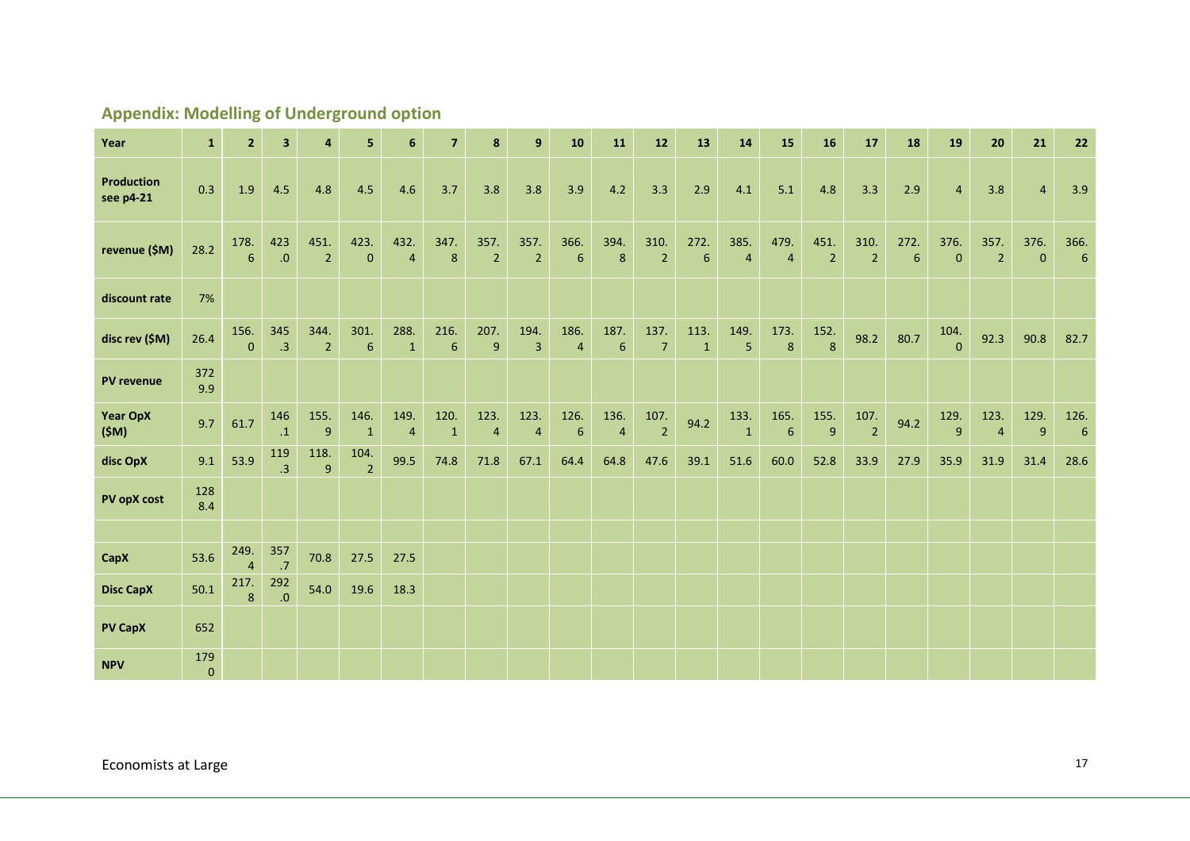## Appendix: Modelling of Underground option

| Year | 1 | 2 | 3 | 4 | 5 | 6 | 7 | 8 | 9 | 10 | 11 | 12 | 13 | 14 | 15 | 16 | 17 | 18 | 19 | 20 | 21 | 22 |
|---|---|---|---|---|---|---|---|---|---|---|---|---|---|---|---|---|---|---|---|---|---|---|
| **Production see p4-21** | 0.3 | 1.9 | 4.5 | 4.8 | 4.5 | 4.6 | 3.7 | 3.8 | 3.8 | 3.9 | 4.2 | 3.3 | 2.9 | 4.1 | 5.1 | 4.8 | 3.3 | 2.9 | 4 | 3.8 | 4 | 3.9 |
| **revenue ($M)** | 28.2 | 178.6 | 423.0 | 451.2 | 423.0 | 432.4 | 347.8 | 357.2 | 357.2 | 366.6 | 394.8 | 310.2 | 272.6 | 385.4 | 479.4 | 451.2 | 310.2 | 272.6 | 376.0 | 357.2 | 376.0 | 366.6 |
| **discount rate** | 7% | | | | | | | | | | | | | | | | | | | | | |
| **disc rev ($M)** | 26.4 | 156.0 | 345.3 | 344.2 | 301.6 | 288.1 | 216.6 | 207.9 | 194.3 | 186.4 | 187.6 | 137.7 | 113.1 | 149.5 | 173.8 | 152.8 | 98.2 | 80.7 | 104.0 | 92.3 | 90.8 | 82.7 |
| **PV revenue** | 3729.9 | | | | | | | | | | | | | | | | | | | | | |
| **Year OpX ($M)** | 9.7 | 61.7 | 146.1 | 155.9 | 146.1 | 149.4 | 120.1 | 123.4 | 123.4 | 126.6 | 136.4 | 107.2 | 94.2 | 133.1 | 165.6 | 155.9 | 107.2 | 94.2 | 129.9 | 123.4 | 129.9 | 126.6 |
| **disc OpX** | 9.1 | 53.9 | 119.3 | 118.9 | 104.2 | 99.5 | 74.8 | 71.8 | 67.1 | 64.4 | 64.8 | 47.6 | 39.1 | 51.6 | 60.0 | 52.8 | 33.9 | 27.9 | 35.9 | 31.9 | 31.4 | 28.6 |
| **PV opX cost** | 1288.4 | | | | | | | | | | | | | | | | | | | | | |
| | | | | | | | | | | | | | | | | | | | | | | |
| **CapX** | 53.6 | 249.4 | 357.7 | 70.8 | 27.5 | 27.5 | | | | | | | | | | | | | | | | |
| **Disc CapX** | 50.1 | 217.8 | 292.0 | 54.0 | 19.6 | 18.3 | | | | | | | | | | | | | | | | |
| **PV CapX** | 652 | | | | | | | | | | | | | | | | | | | | | |
| **NPV** | 1790 | | | | | | | | | | | | | | | | | | | | | |

Economists at Large